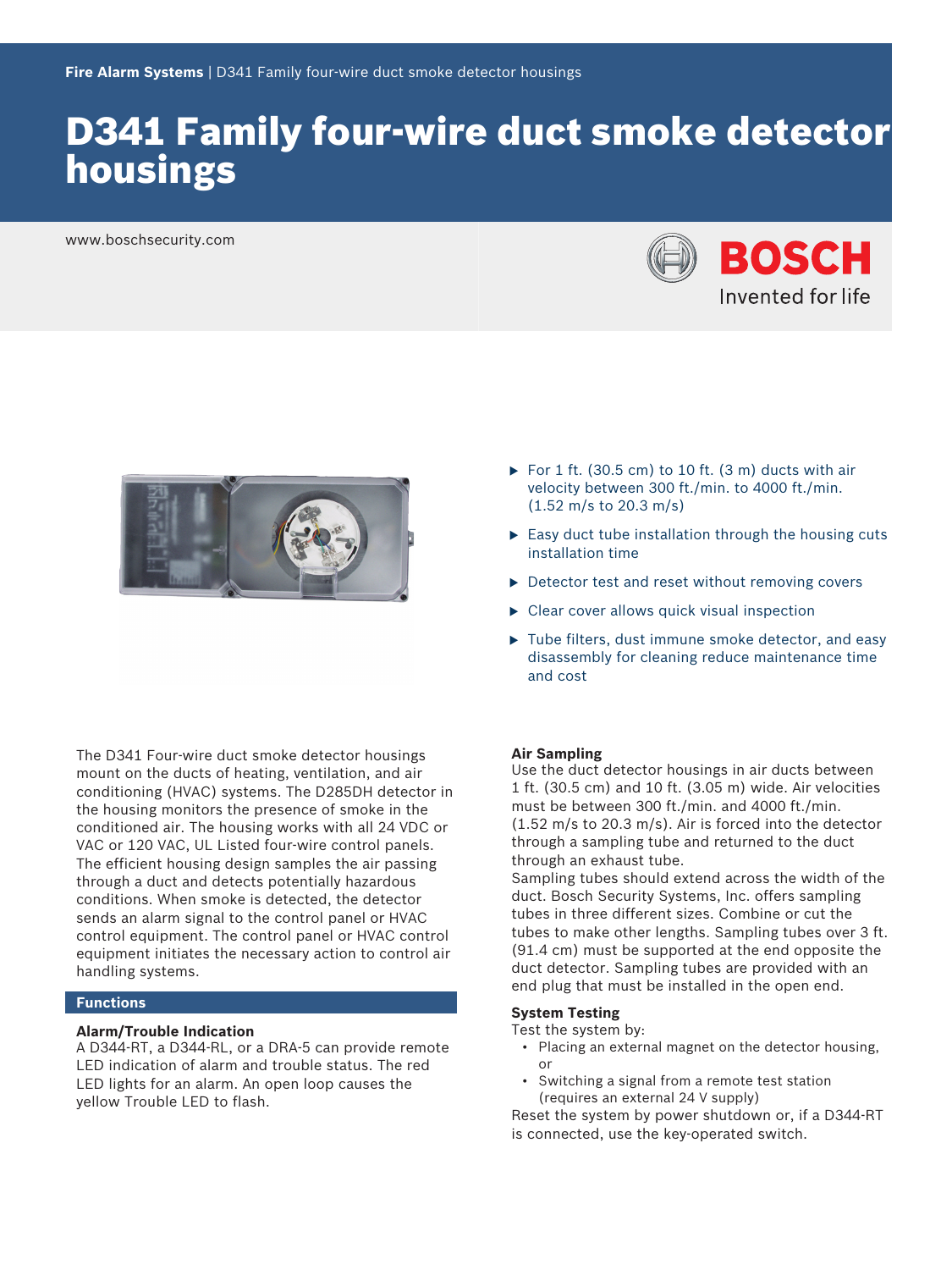Fire Alarm Systems | D341 Family four-wire duct smoke detector housings

# D341 Family four-wire duct smoke detector housings

www.boschsecurity.com

- For 1 ft. (30.5 cm) to 10 ft. (3 m) ducts with air velocity between 300 ft./min. to 4000 ft./min. (1.52 m/s to 20.3 m/s)
- Easy duct tube installation through the housing cuts installation time
- Detector test and reset without removing covers
- Clear cover allows quick visual inspection
- Tube filters, dust immune smoke detector, and easy disassembly for cleaning reduce maintenance time and cost

The D341 Four-wire duct smoke detector housings mount on the ducts of heating, ventilation, and air conditioning (HVAC) systems. The D285DH detector in the housing monitors the presence of smoke in the conditioned air. The housing works with all 24 VDC or VAC or 120 VAC, UL Listed four-wire control panels. The efficient housing design samples the air passing through a duct and detects potentially hazardous conditions. When smoke is detected, the detector sends an alarm signal to the control panel or HVAC control equipment. The control panel or HVAC control equipment initiates the necessary action to control air handling systems.

## Functions

### Alarm/Trouble Indication

A D344-RT, a D344-RL, or a DRA-5 can provide remote LED indication of alarm and trouble status. The red LED lights for an alarm. An open loop causes the yellow Trouble LED to flash.

### Air Sampling

Use the duct detector housings in air ducts between 1 ft. (30.5 cm) and 10 ft. (3.05 m) wide. Air velocities must be between 300 ft./min. and 4000 ft./min. (1.52 m/s to 20.3 m/s). Air is forced into the detector through a sampling tube and returned to the duct through an exhaust tube.

Sampling tubes should extend across the width of the duct. Bosch Security Systems, Inc. offers sampling tubes in three different sizes. Combine or cut the tubes to make other lengths. Sampling tubes over 3 ft. (91.4 cm) must be supported at the end opposite the duct detector. Sampling tubes are provided with an end plug that must be installed in the open end.

### System Testing

Test the system by:

- Placing an external magnet on the detector housing, or
- Switching a signal from a remote test station (requires an external 24 V supply)

Reset the system by power shutdown or, if a D344-RT is connected, use the key-operated switch.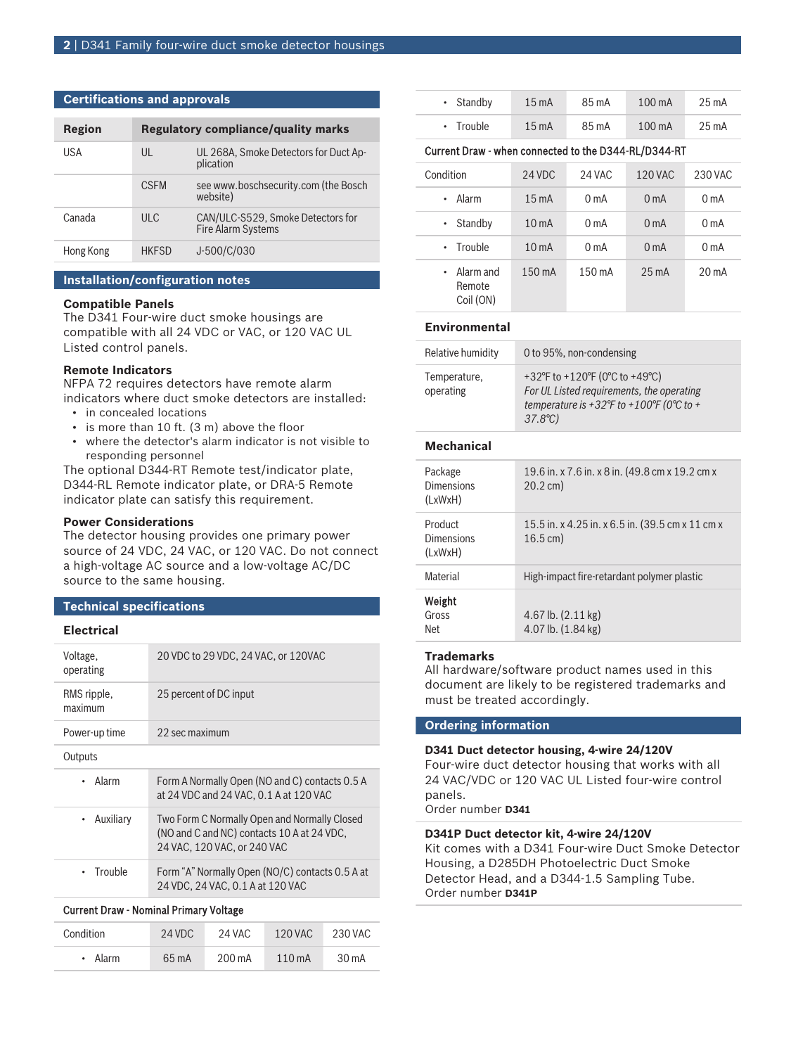## Certifications and approvals

| Region | Regulatory compliance/quality marks | |
|---|---|---|
| USA | UL | UL 268A, Smoke Detectors for Duct Application |
| | CSFM | see www.boschsecurity.com (the Bosch website) |
| Canada | ULC | CAN/ULC-S529, Smoke Detectors for Fire Alarm Systems |
| Hong Kong | HKFSD | J-500/C/030 |

## Installation/configuration notes

**Compatible Panels**

The D341 Four-wire duct smoke housings are compatible with all 24 VDC or VAC, or 120 VAC UL Listed control panels.

**Remote Indicators**

NFPA 72 requires detectors have remote alarm indicators where duct smoke detectors are installed:

- in concealed locations
- is more than 10 ft. (3 m) above the floor
- where the detector's alarm indicator is not visible to responding personnel

The optional D344-RT Remote test/indicator plate, D344-RL Remote indicator plate, or DRA-5 Remote indicator plate can satisfy this requirement.

**Power Considerations**

The detector housing provides one primary power source of 24 VDC, 24 VAC, or 120 VAC. Do not connect a high-voltage AC source and a low-voltage AC/DC source to the same housing.

## Technical specifications

### Electrical

| | |
|---|---|
| Voltage, operating | 20 VDC to 29 VDC, 24 VAC, or 120VAC |
| RMS ripple, maximum | 25 percent of DC input |
| Power-up time | 22 sec maximum |
| Outputs | |
| • Alarm | Form A Normally Open (NO and C) contacts 0.5 A at 24 VDC and 24 VAC, 0.1 A at 120 VAC |
| • Auxiliary | Two Form C Normally Open and Normally Closed (NO and C and NC) contacts 10 A at 24 VDC, 24 VAC, 120 VAC, or 240 VAC |
| • Trouble | Form "A" Normally Open (NO/C) contacts 0.5 A at 24 VDC, 24 VAC, 0.1 A at 120 VAC |

**Current Draw - Nominal Primary Voltage**

| Condition | 24 VDC | 24 VAC | 120 VAC | 230 VAC |
|---|---|---|---|---|
| • Alarm | 65 mA | 200 mA | 110 mA | 30 mA |
| • Standby | 15 mA | 85 mA | 100 mA | 25 mA |
| • Trouble | 15 mA | 85 mA | 100 mA | 25 mA |

**Current Draw - when connected to the D344-RL/D344-RT**

| Condition | 24 VDC | 24 VAC | 120 VAC | 230 VAC |
|---|---|---|---|---|
| • Alarm | 15 mA | 0 mA | 0 mA | 0 mA |
| • Standby | 10 mA | 0 mA | 0 mA | 0 mA |
| • Trouble | 10 mA | 0 mA | 0 mA | 0 mA |
| • Alarm and Remote Coil (ON) | 150 mA | 150 mA | 25 mA | 20 mA |

### Environmental

| | |
|---|---|
| Relative humidity | 0 to 95%, non-condensing |
| Temperature, operating | +32°F to +120°F (0°C to +49°C) *For UL Listed requirements, the operating temperature is +32°F to +100°F (0°C to + 37.8°C)* |

### Mechanical

| | |
|---|---|
| Package Dimensions (LxWxH) | 19.6 in. x 7.6 in. x 8 in. (49.8 cm x 19.2 cm x 20.2 cm) |
| Product Dimensions (LxWxH) | 15.5 in. x 4.25 in. x 6.5 in. (39.5 cm x 11 cm x 16.5 cm) |
| Material | High-impact fire-retardant polymer plastic |
| **Weight** Gross Net | 4.67 lb. (2.11 kg) 4.07 lb. (1.84 kg) |

**Trademarks**

All hardware/software product names used in this document are likely to be registered trademarks and must be treated accordingly.

## Ordering information

**D341 Duct detector housing, 4-wire 24/120V**

Four-wire duct detector housing that works with all 24 VAC/VDC or 120 VAC UL Listed four-wire control panels.

Order number **D341**

**D341P Duct detector kit, 4-wire 24/120V**

Kit comes with a D341 Four-wire Duct Smoke Detector Housing, a D285DH Photoelectric Duct Smoke Detector Head, and a D344-1.5 Sampling Tube.

Order number **D341P**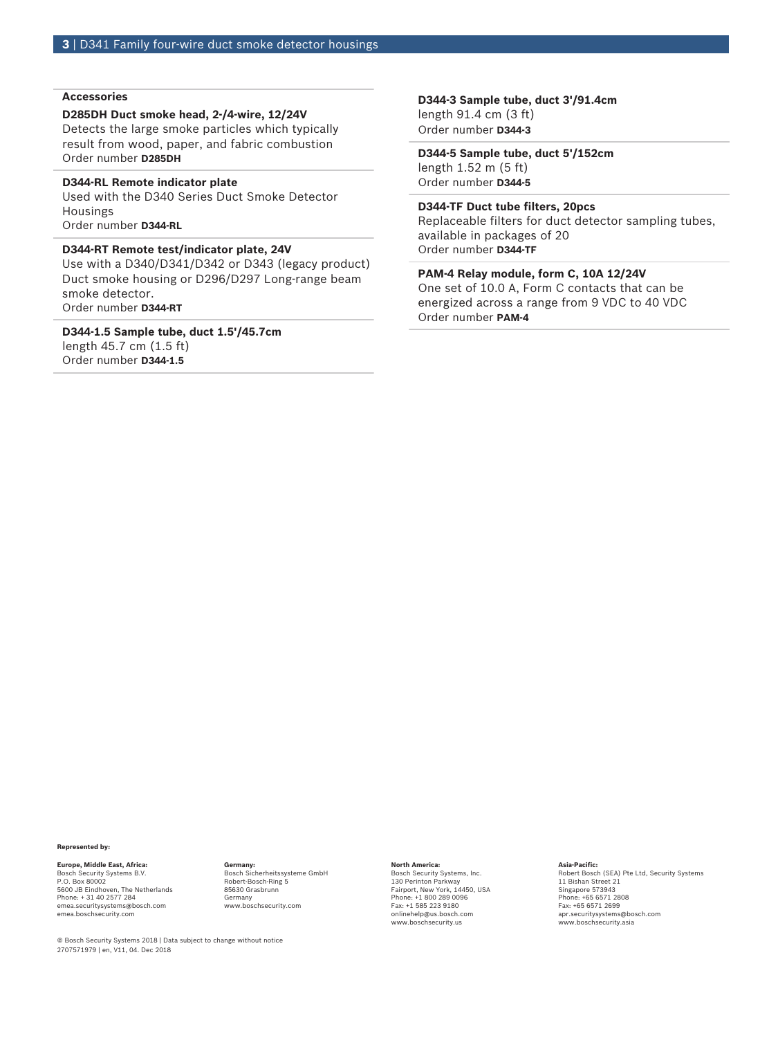## Accessories

**D285DH Duct smoke head, 2-/4-wire, 12/24V**
Detects the large smoke particles which typically result from wood, paper, and fabric combustion
Order number **D285DH**

**D344-RL Remote indicator plate**
Used with the D340 Series Duct Smoke Detector Housings
Order number **D344-RL**

**D344-RT Remote test/indicator plate, 24V**
Use with a D340/D341/D342 or D343 (legacy product) Duct smoke housing or D296/D297 Long-range beam smoke detector.
Order number **D344-RT**

**D344-1.5 Sample tube, duct 1.5'/45.7cm**
length 45.7 cm (1.5 ft)
Order number **D344-1.5**

**D344-3 Sample tube, duct 3'/91.4cm**
length 91.4 cm (3 ft)
Order number **D344-3**

**D344-5 Sample tube, duct 5'/152cm**
length 1.52 m (5 ft)
Order number **D344-5**

**D344-TF Duct tube filters, 20pcs**
Replaceable filters for duct detector sampling tubes, available in packages of 20
Order number **D344-TF**

**PAM-4 Relay module, form C, 10A 12/24V**
One set of 10.0 A, Form C contacts that can be energized across a range from 9 VDC to 40 VDC
Order number **PAM-4**

**Represented by:**

**Europe, Middle East, Africa:**
Bosch Security Systems B.V.
P.O. Box 80002
5600 JB Eindhoven, The Netherlands
Phone: + 31 40 2577 284
emea.securitysystems@bosch.com
emea.boschsecurity.com

**Germany:**
Bosch Sicherheitssysteme GmbH
Robert-Bosch-Ring 5
85630 Grasbrunn
Germany
www.boschsecurity.com

**North America:**
Bosch Security Systems, Inc.
130 Perinton Parkway
Fairport, New York, 14450, USA
Phone: +1 800 289 0096
Fax: +1 585 223 9180
onlinehelp@us.bosch.com
www.boschsecurity.us

**Asia-Pacific:**
Robert Bosch (SEA) Pte Ltd, Security Systems
11 Bishan Street 21
Singapore 573943
Phone: +65 6571 2808
Fax: +65 6571 2699
apr.securitysystems@bosch.com
www.boschsecurity.asia

© Bosch Security Systems 2018 | Data subject to change without notice
2707571979 | en, V11, 04. Dec 2018